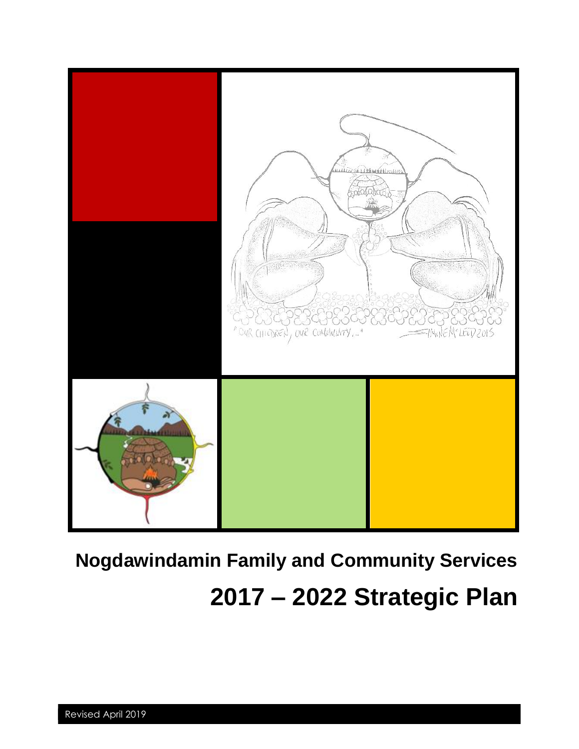# Nogdawindamin Family and Community Services

# 2017 – 2022 Strategic Plan

Revised April 2019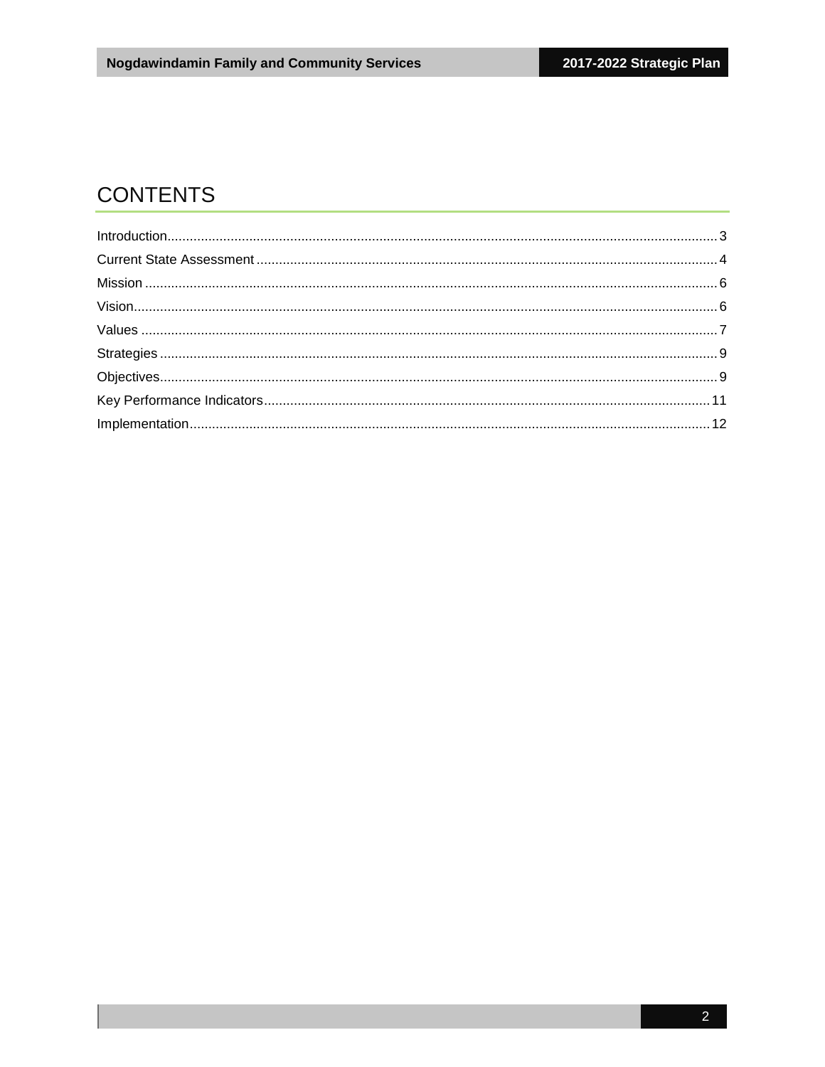# CONTENTS

Introduction.................................................................................................................................3
Current State Assessment..........................................................................................................4
Mission........................................................................................................................................6
Vision...........................................................................................................................................6
Values.........................................................................................................................................7
Strategies....................................................................................................................................9
Objectives....................................................................................................................................9
Key Performance Indicators......................................................................................................11
Implementation..........................................................................................................................12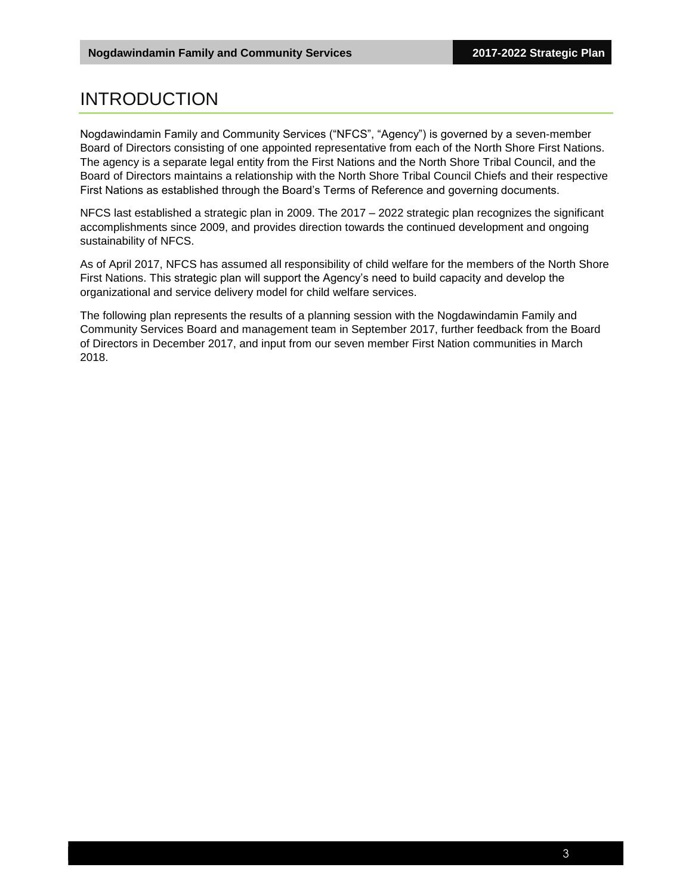# INTRODUCTION

Nogdawindamin Family and Community Services ("NFCS", "Agency") is governed by a seven-member Board of Directors consisting of one appointed representative from each of the North Shore First Nations. The agency is a separate legal entity from the First Nations and the North Shore Tribal Council, and the Board of Directors maintains a relationship with the North Shore Tribal Council Chiefs and their respective First Nations as established through the Board's Terms of Reference and governing documents.

NFCS last established a strategic plan in 2009. The 2017 – 2022 strategic plan recognizes the significant accomplishments since 2009, and provides direction towards the continued development and ongoing sustainability of NFCS.

As of April 2017, NFCS has assumed all responsibility of child welfare for the members of the North Shore First Nations. This strategic plan will support the Agency's need to build capacity and develop the organizational and service delivery model for child welfare services.

The following plan represents the results of a planning session with the Nogdawindamin Family and Community Services Board and management team in September 2017, further feedback from the Board of Directors in December 2017, and input from our seven member First Nation communities in March 2018.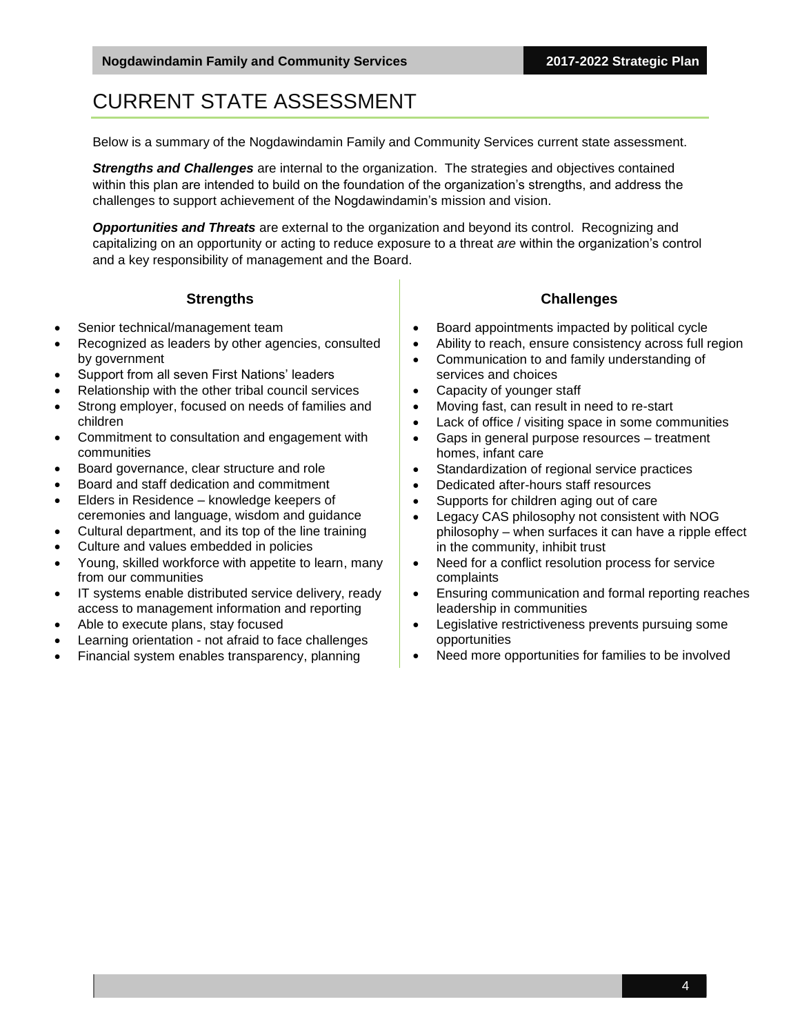# CURRENT STATE ASSESSMENT

Below is a summary of the Nogdawindamin Family and Community Services current state assessment.

***Strengths and Challenges*** are internal to the organization. The strategies and objectives contained within this plan are intended to build on the foundation of the organization's strengths, and address the challenges to support achievement of the Nogdawindamin's mission and vision.

***Opportunities and Threats*** are external to the organization and beyond its control. Recognizing and capitalizing on an opportunity or acting to reduce exposure to a threat *are* within the organization's control and a key responsibility of management and the Board.

### Strengths

- Senior technical/management team
- Recognized as leaders by other agencies, consulted by government
- Support from all seven First Nations' leaders
- Relationship with the other tribal council services
- Strong employer, focused on needs of families and children
- Commitment to consultation and engagement with communities
- Board governance, clear structure and role
- Board and staff dedication and commitment
- Elders in Residence – knowledge keepers of ceremonies and language, wisdom and guidance
- Cultural department, and its top of the line training
- Culture and values embedded in policies
- Young, skilled workforce with appetite to learn, many from our communities
- IT systems enable distributed service delivery, ready access to management information and reporting
- Able to execute plans, stay focused
- Learning orientation - not afraid to face challenges
- Financial system enables transparency, planning

### Challenges

- Board appointments impacted by political cycle
- Ability to reach, ensure consistency across full region
- Communication to and family understanding of services and choices
- Capacity of younger staff
- Moving fast, can result in need to re-start
- Lack of office / visiting space in some communities
- Gaps in general purpose resources – treatment homes, infant care
- Standardization of regional service practices
- Dedicated after-hours staff resources
- Supports for children aging out of care
- Legacy CAS philosophy not consistent with NOG philosophy – when surfaces it can have a ripple effect in the community, inhibit trust
- Need for a conflict resolution process for service complaints
- Ensuring communication and formal reporting reaches leadership in communities
- Legislative restrictiveness prevents pursuing some opportunities
- Need more opportunities for families to be involved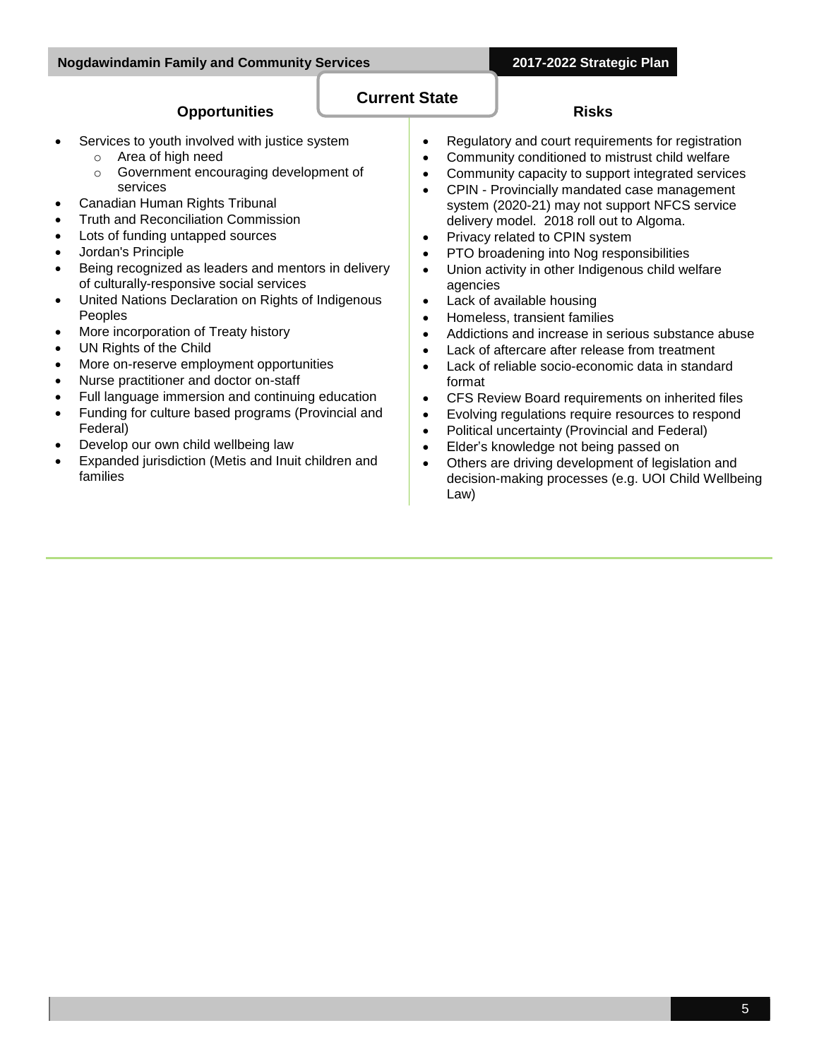## Current State

### Opportunities

- Services to youth involved with justice system
  - Area of high need
  - Government encouraging development of services
- Canadian Human Rights Tribunal
- Truth and Reconciliation Commission
- Lots of funding untapped sources
- Jordan's Principle
- Being recognized as leaders and mentors in delivery of culturally-responsive social services
- United Nations Declaration on Rights of Indigenous Peoples
- More incorporation of Treaty history
- UN Rights of the Child
- More on-reserve employment opportunities
- Nurse practitioner and doctor on-staff
- Full language immersion and continuing education
- Funding for culture based programs (Provincial and Federal)
- Develop our own child wellbeing law
- Expanded jurisdiction (Metis and Inuit children and families

### Risks

- Regulatory and court requirements for registration
- Community conditioned to mistrust child welfare
- Community capacity to support integrated services
- CPIN - Provincially mandated case management system (2020-21) may not support NFCS service delivery model. 2018 roll out to Algoma.
- Privacy related to CPIN system
- PTO broadening into Nog responsibilities
- Union activity in other Indigenous child welfare agencies
- Lack of available housing
- Homeless, transient families
- Addictions and increase in serious substance abuse
- Lack of aftercare after release from treatment
- Lack of reliable socio-economic data in standard format
- CFS Review Board requirements on inherited files
- Evolving regulations require resources to respond
- Political uncertainty (Provincial and Federal)
- Elder's knowledge not being passed on
- Others are driving development of legislation and decision-making processes (e.g. UOI Child Wellbeing Law)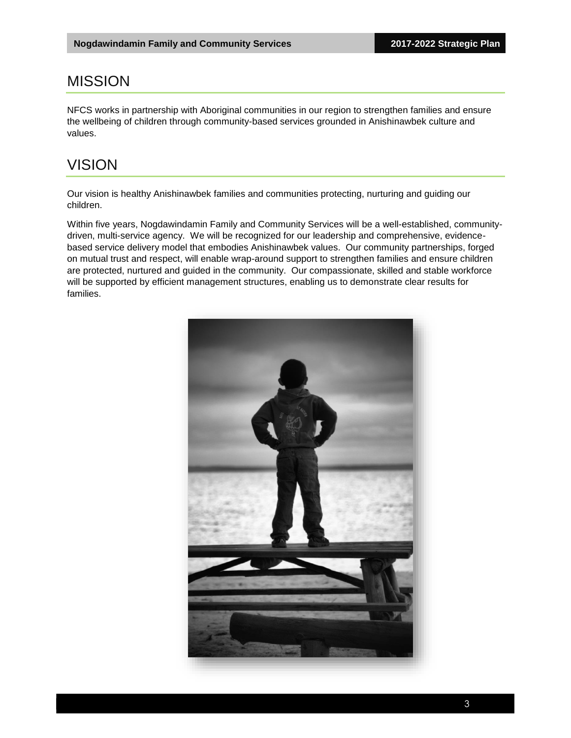# MISSION

NFCS works in partnership with Aboriginal communities in our region to strengthen families and ensure the wellbeing of children through community-based services grounded in Anishinawbek culture and values.

# VISION

Our vision is healthy Anishinawbek families and communities protecting, nurturing and guiding our children.

Within five years, Nogdawindamin Family and Community Services will be a well-established, community-driven, multi-service agency. We will be recognized for our leadership and comprehensive, evidence-based service delivery model that embodies Anishinawbek values. Our community partnerships, forged on mutual trust and respect, will enable wrap-around support to strengthen families and ensure children are protected, nurtured and guided in the community. Our compassionate, skilled and stable workforce will be supported by efficient management structures, enabling us to demonstrate clear results for families.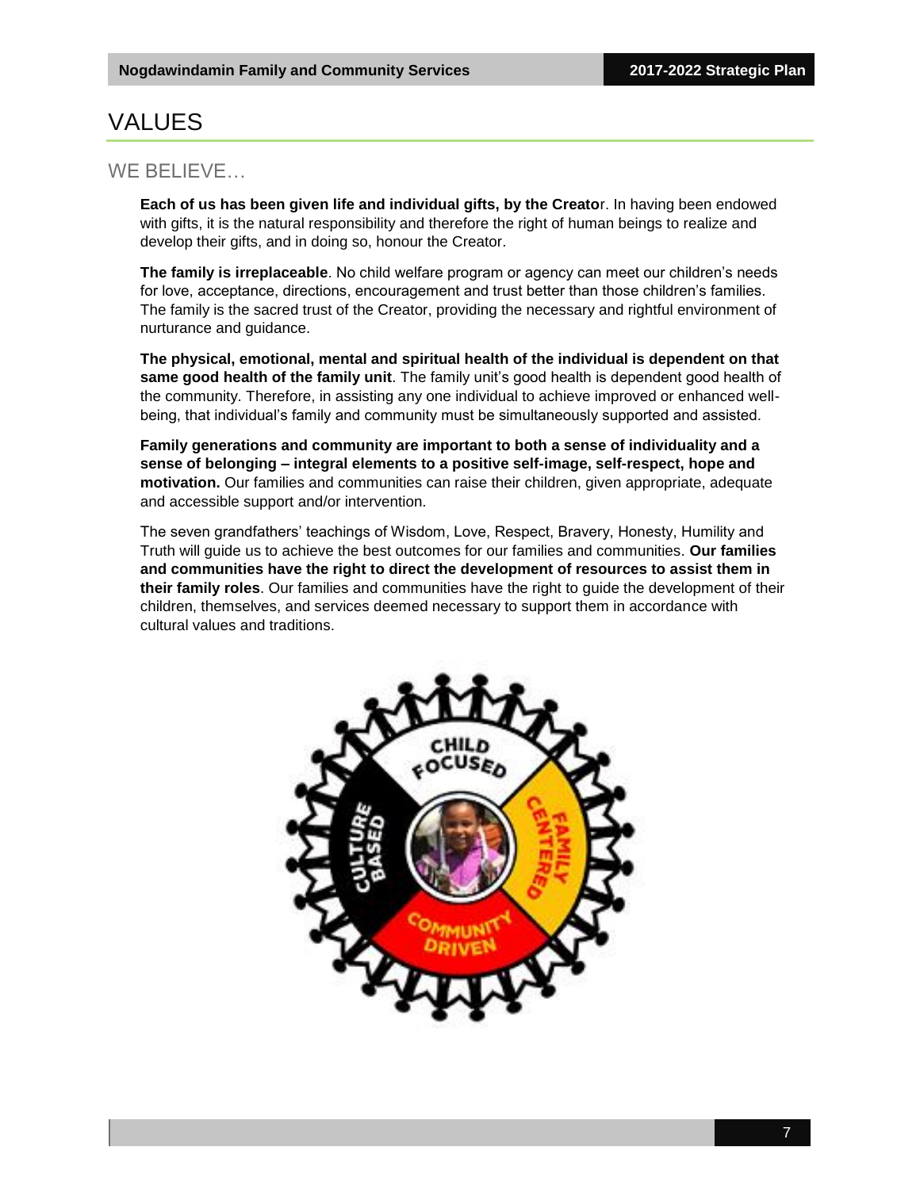# VALUES

## WE BELIEVE…

**Each of us has been given life and individual gifts, by the Creato**r. In having been endowed with gifts, it is the natural responsibility and therefore the right of human beings to realize and develop their gifts, and in doing so, honour the Creator.

**The family is irreplaceable**. No child welfare program or agency can meet our children's needs for love, acceptance, directions, encouragement and trust better than those children's families. The family is the sacred trust of the Creator, providing the necessary and rightful environment of nurturance and guidance.

**The physical, emotional, mental and spiritual health of the individual is dependent on that same good health of the family unit**. The family unit's good health is dependent good health of the community. Therefore, in assisting any one individual to achieve improved or enhanced well-being, that individual's family and community must be simultaneously supported and assisted.

**Family generations and community are important to both a sense of individuality and a sense of belonging – integral elements to a positive self-image, self-respect, hope and motivation.** Our families and communities can raise their children, given appropriate, adequate and accessible support and/or intervention.

The seven grandfathers' teachings of Wisdom, Love, Respect, Bravery, Honesty, Humility and Truth will guide us to achieve the best outcomes for our families and communities. **Our families and communities have the right to direct the development of resources to assist them in their family roles**. Our families and communities have the right to guide the development of their children, themselves, and services deemed necessary to support them in accordance with cultural values and traditions.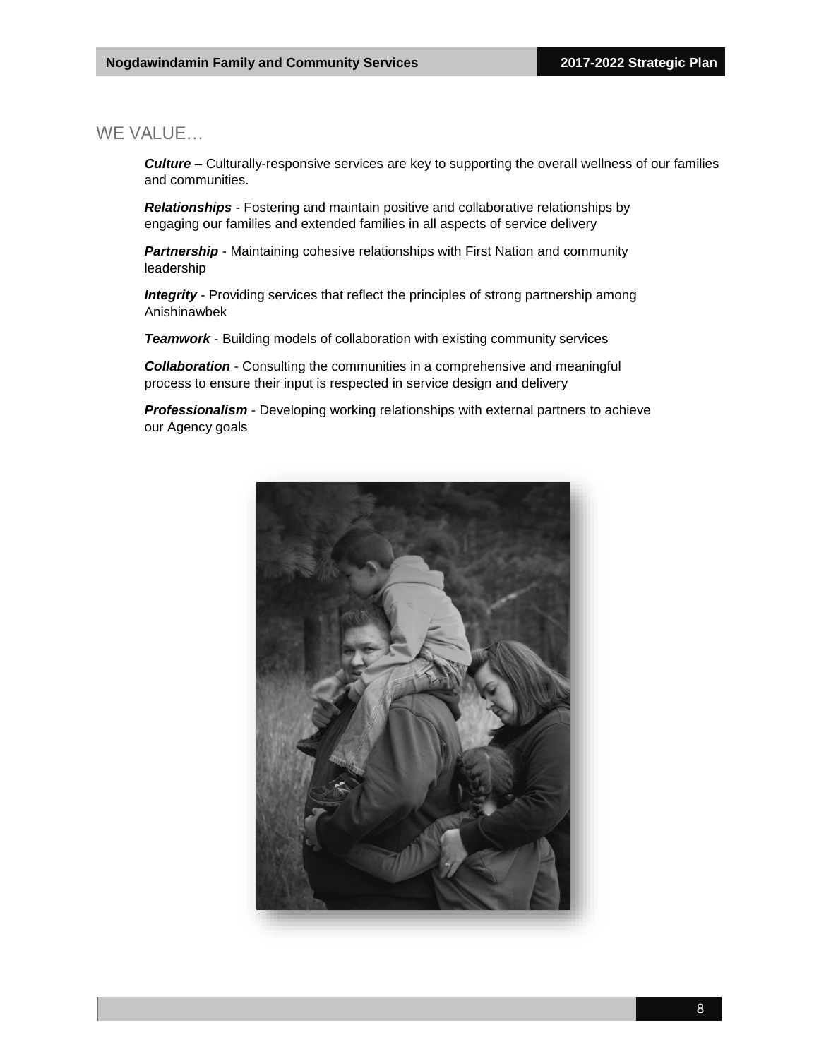## WE VALUE…

***Culture –*** Culturally-responsive services are key to supporting the overall wellness of our families and communities.

***Relationships*** - Fostering and maintain positive and collaborative relationships by engaging our families and extended families in all aspects of service delivery

***Partnership*** - Maintaining cohesive relationships with First Nation and community leadership

***Integrity*** - Providing services that reflect the principles of strong partnership among Anishinawbek

***Teamwork*** - Building models of collaboration with existing community services

***Collaboration*** - Consulting the communities in a comprehensive and meaningful process to ensure their input is respected in service design and delivery

***Professionalism*** - Developing working relationships with external partners to achieve our Agency goals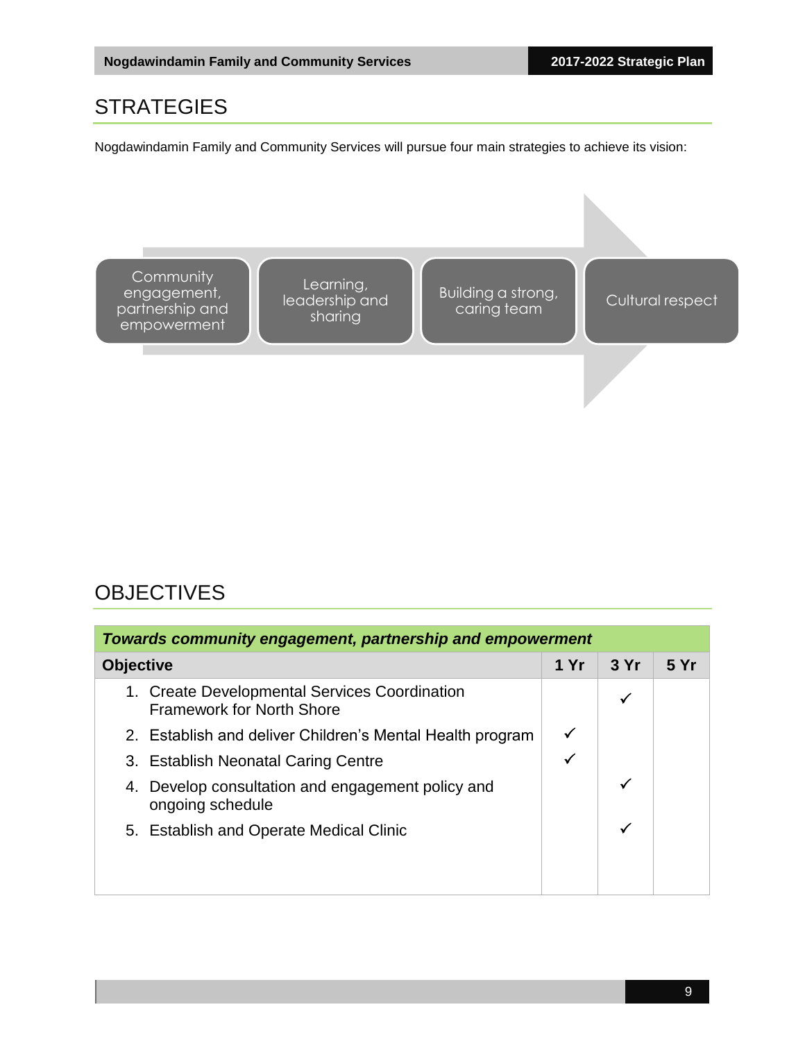# STRATEGIES

Nogdawindamin Family and Community Services will pursue four main strategies to achieve its vision:

- Community engagement, partnership and empowerment
- Learning, leadership and sharing
- Building a strong, caring team
- Cultural respect

# OBJECTIVES

| ***Towards community engagement, partnership and empowerment*** | | | |
|---|---|---|---|
| **Objective** | **1 Yr** | **3 Yr** | **5 Yr** |
| 1. Create Developmental Services Coordination Framework for North Shore | | ✓ | |
| 2. Establish and deliver Children's Mental Health program | ✓ | | |
| 3. Establish Neonatal Caring Centre | ✓ | | |
| 4. Develop consultation and engagement policy and ongoing schedule | | ✓ | |
| 5. Establish and Operate Medical Clinic | | ✓ | |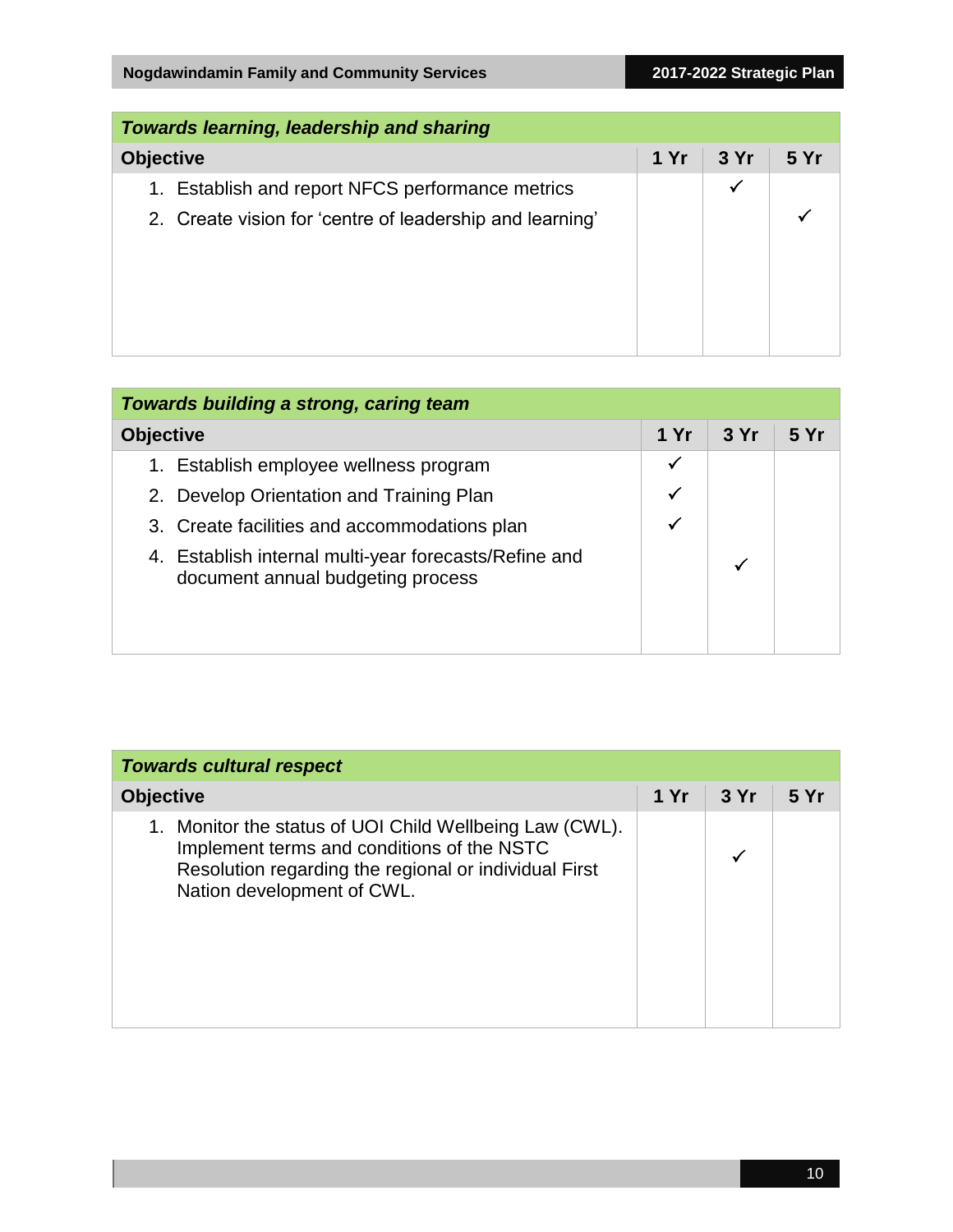| *Towards learning, leadership and sharing* | | | |
|---|---|---|---|
| **Objective** | **1 Yr** | **3 Yr** | **5 Yr** |
| 1. Establish and report NFCS performance metrics | | ✓ | |
| 2. Create vision for 'centre of leadership and learning' | | | ✓ |

| *Towards building a strong, caring team* | | | |
|---|---|---|---|
| **Objective** | **1 Yr** | **3 Yr** | **5 Yr** |
| 1. Establish employee wellness program | ✓ | | |
| 2. Develop Orientation and Training Plan | ✓ | | |
| 3. Create facilities and accommodations plan | ✓ | | |
| 4. Establish internal multi-year forecasts/Refine and document annual budgeting process | | ✓ | |

| *Towards cultural respect* | | | |
|---|---|---|---|
| **Objective** | **1 Yr** | **3 Yr** | **5 Yr** |
| 1. Monitor the status of UOI Child Wellbeing Law (CWL). Implement terms and conditions of the NSTC Resolution regarding the regional or individual First Nation development of CWL. | | ✓ | |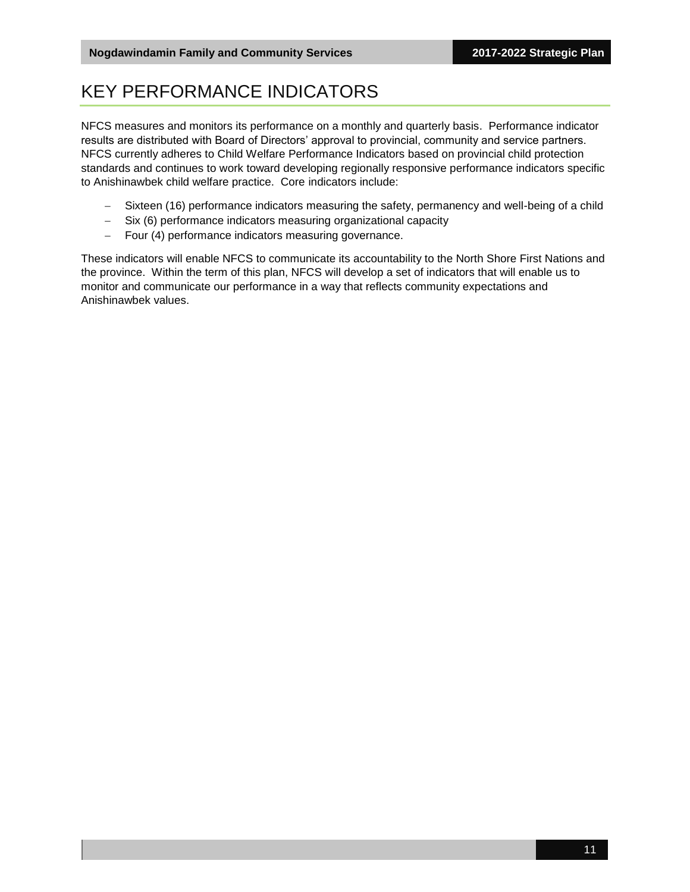# KEY PERFORMANCE INDICATORS

NFCS measures and monitors its performance on a monthly and quarterly basis. Performance indicator results are distributed with Board of Directors' approval to provincial, community and service partners. NFCS currently adheres to Child Welfare Performance Indicators based on provincial child protection standards and continues to work toward developing regionally responsive performance indicators specific to Anishinawbek child welfare practice. Core indicators include:

- Sixteen (16) performance indicators measuring the safety, permanency and well-being of a child
- Six (6) performance indicators measuring organizational capacity
- Four (4) performance indicators measuring governance.

These indicators will enable NFCS to communicate its accountability to the North Shore First Nations and the province. Within the term of this plan, NFCS will develop a set of indicators that will enable us to monitor and communicate our performance in a way that reflects community expectations and Anishinawbek values.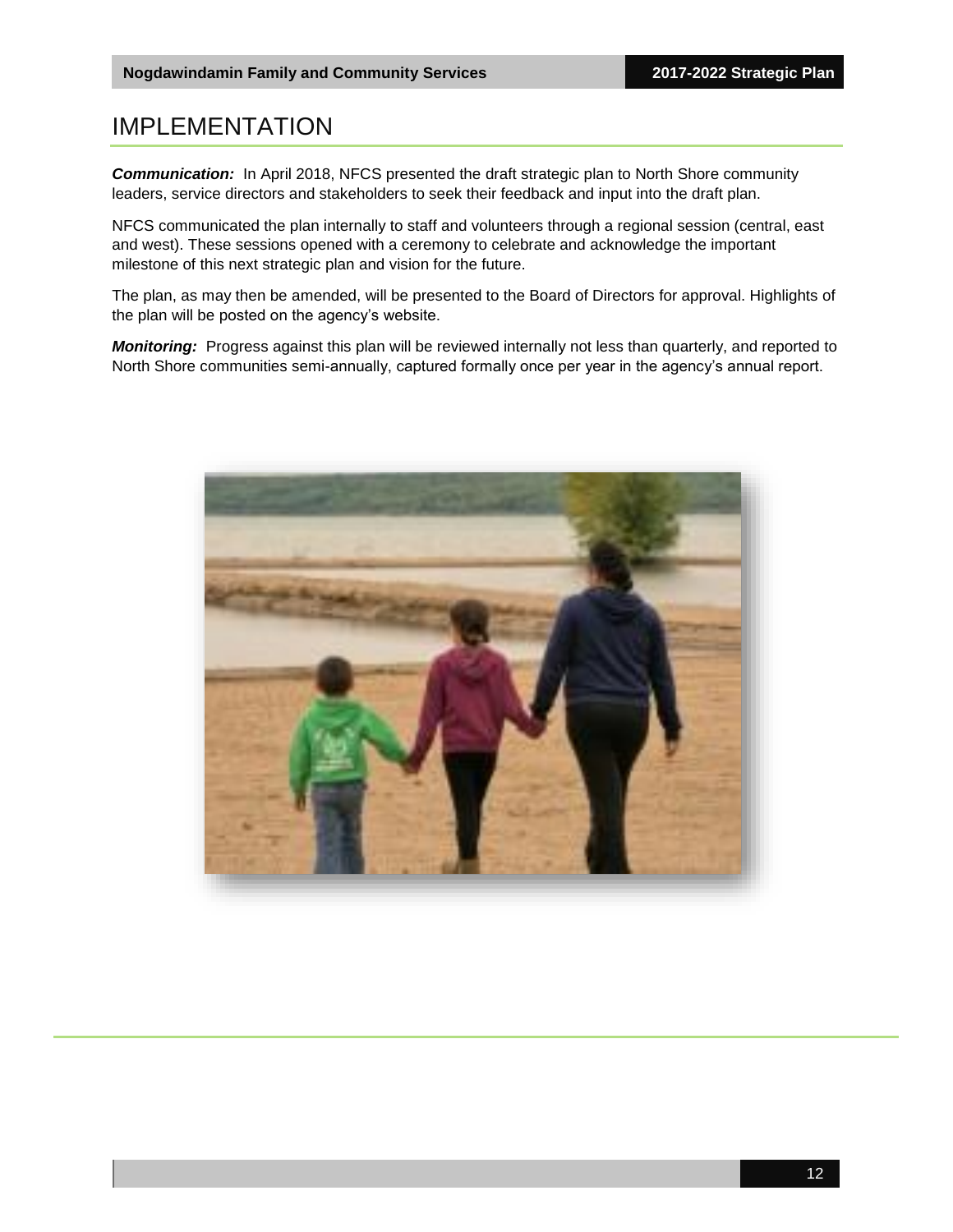# IMPLEMENTATION

***Communication:*** In April 2018, NFCS presented the draft strategic plan to North Shore community leaders, service directors and stakeholders to seek their feedback and input into the draft plan.

NFCS communicated the plan internally to staff and volunteers through a regional session (central, east and west). These sessions opened with a ceremony to celebrate and acknowledge the important milestone of this next strategic plan and vision for the future.

The plan, as may then be amended, will be presented to the Board of Directors for approval. Highlights of the plan will be posted on the agency's website.

***Monitoring:*** Progress against this plan will be reviewed internally not less than quarterly, and reported to North Shore communities semi-annually, captured formally once per year in the agency's annual report.